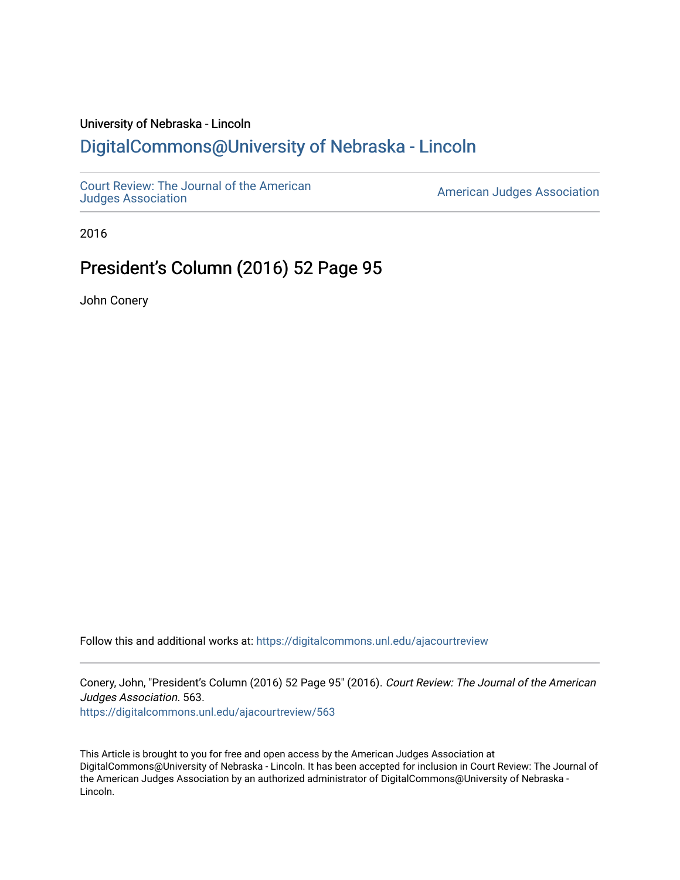University of Nebraska - Lincoln

## DigitalCommons@University of Nebraska - Lincoln

Court Review: The Journal of the American Judges Association

American Judges Association

2016

# President's Column (2016) 52 Page 95

John Conery

Follow this and additional works at: https://digitalcommons.unl.edu/ajacourtreview

Conery, John, "President's Column (2016) 52 Page 95" (2016). *Court Review: The Journal of the American Judges Association*. 563.
https://digitalcommons.unl.edu/ajacourtreview/563

This Article is brought to you for free and open access by the American Judges Association at DigitalCommons@University of Nebraska - Lincoln. It has been accepted for inclusion in Court Review: The Journal of the American Judges Association by an authorized administrator of DigitalCommons@University of Nebraska - Lincoln.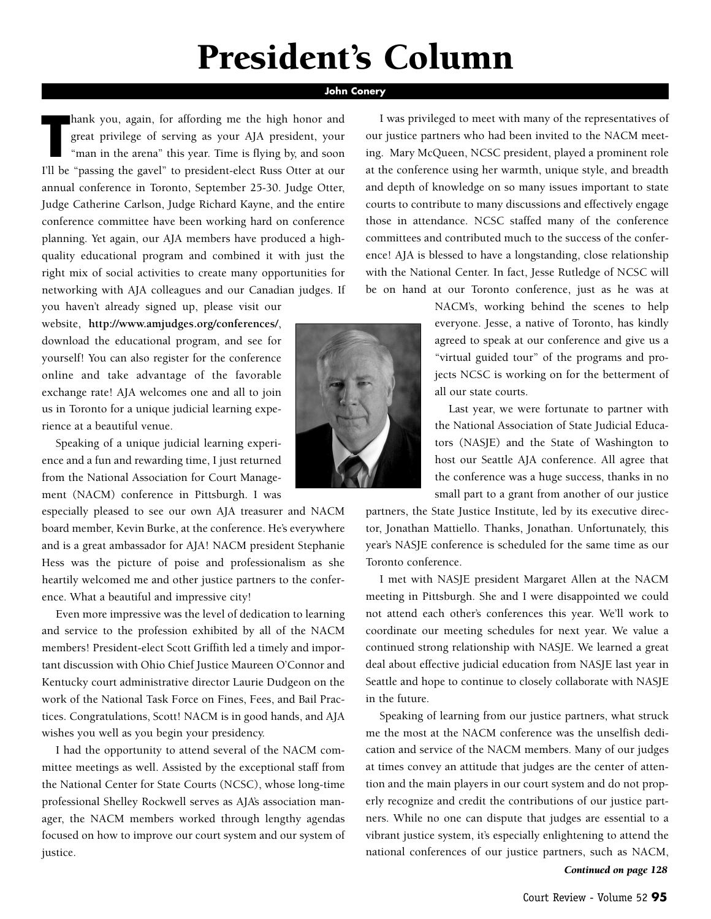# President's Column

**John Conery**

Thank you, again, for affording me the high honor and great privilege of serving as your AJA president, your "man in the arena" this year. Time is flying by, and soon I'll be "passing the gavel" to president-elect Russ Otter at our annual conference in Toronto, September 25-30. Judge Otter, Judge Catherine Carlson, Judge Richard Kayne, and the entire conference committee have been working hard on conference planning. Yet again, our AJA members have produced a high-quality educational program and combined it with just the right mix of social activities to create many opportunities for networking with AJA colleagues and our Canadian judges. If you haven't already signed up, please visit our website, **http://www.amjudges.org/conferences/**, download the educational program, and see for yourself! You can also register for the conference online and take advantage of the favorable exchange rate! AJA welcomes one and all to join us in Toronto for a unique judicial learning experience at a beautiful venue.

Speaking of a unique judicial learning experience and a fun and rewarding time, I just returned from the National Association for Court Management (NACM) conference in Pittsburgh. I was especially pleased to see our own AJA treasurer and NACM board member, Kevin Burke, at the conference. He's everywhere and is a great ambassador for AJA! NACM president Stephanie Hess was the picture of poise and professionalism as she heartily welcomed me and other justice partners to the conference. What a beautiful and impressive city!

Even more impressive was the level of dedication to learning and service to the profession exhibited by all of the NACM members! President-elect Scott Griffith led a timely and important discussion with Ohio Chief Justice Maureen O'Connor and Kentucky court administrative director Laurie Dudgeon on the work of the National Task Force on Fines, Fees, and Bail Practices. Congratulations, Scott! NACM is in good hands, and AJA wishes you well as you begin your presidency.

I had the opportunity to attend several of the NACM committee meetings as well. Assisted by the exceptional staff from the National Center for State Courts (NCSC), whose long-time professional Shelley Rockwell serves as AJA's association manager, the NACM members worked through lengthy agendas focused on how to improve our court system and our system of justice.

I was privileged to meet with many of the representatives of our justice partners who had been invited to the NACM meeting. Mary McQueen, NCSC president, played a prominent role at the conference using her warmth, unique style, and breadth and depth of knowledge on so many issues important to state courts to contribute to many discussions and effectively engage those in attendance. NCSC staffed many of the conference committees and contributed much to the success of the conference! AJA is blessed to have a longstanding, close relationship with the National Center. In fact, Jesse Rutledge of NCSC will be on hand at our Toronto conference, just as he was at NACM's, working behind the scenes to help everyone. Jesse, a native of Toronto, has kindly agreed to speak at our conference and give us a "virtual guided tour" of the programs and projects NCSC is working on for the betterment of all our state courts.

Last year, we were fortunate to partner with the National Association of State Judicial Educators (NASJE) and the State of Washington to host our Seattle AJA conference. All agree that the conference was a huge success, thanks in no small part to a grant from another of our justice partners, the State Justice Institute, led by its executive director, Jonathan Mattiello. Thanks, Jonathan. Unfortunately, this year's NASJE conference is scheduled for the same time as our Toronto conference.

I met with NASJE president Margaret Allen at the NACM meeting in Pittsburgh. She and I were disappointed we could not attend each other's conferences this year. We'll work to coordinate our meeting schedules for next year. We value a continued strong relationship with NASJE. We learned a great deal about effective judicial education from NASJE last year in Seattle and hope to continue to closely collaborate with NASJE in the future.

Speaking of learning from our justice partners, what struck me the most at the NACM conference was the unselfish dedication and service of the NACM members. Many of our judges at times convey an attitude that judges are the center of attention and the main players in our court system and do not properly recognize and credit the contributions of our justice partners. While no one can dispute that judges are essential to a vibrant justice system, it's especially enlightening to attend the national conferences of our justice partners, such as NACM,

***Continued on page 128***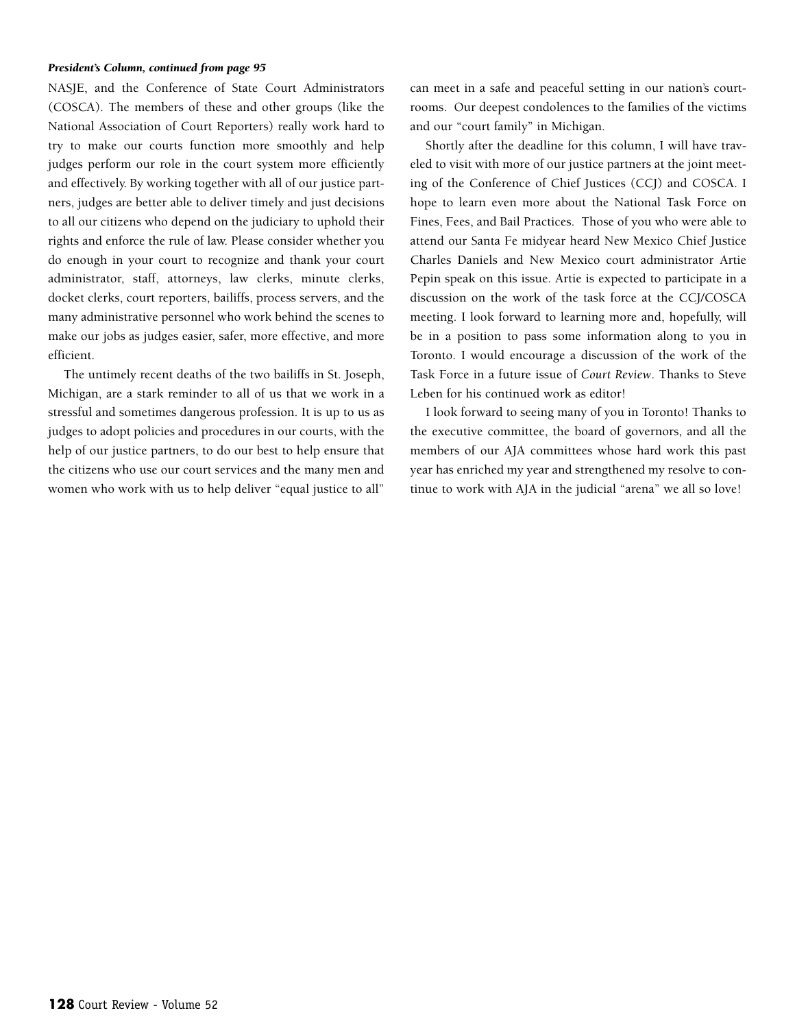*President's Column, continued from page 95*

NASJE, and the Conference of State Court Administrators (COSCA). The members of these and other groups (like the National Association of Court Reporters) really work hard to try to make our courts function more smoothly and help judges perform our role in the court system more efficiently and effectively. By working together with all of our justice partners, judges are better able to deliver timely and just decisions to all our citizens who depend on the judiciary to uphold their rights and enforce the rule of law. Please consider whether you do enough in your court to recognize and thank your court administrator, staff, attorneys, law clerks, minute clerks, docket clerks, court reporters, bailiffs, process servers, and the many administrative personnel who work behind the scenes to make our jobs as judges easier, safer, more effective, and more efficient.

The untimely recent deaths of the two bailiffs in St. Joseph, Michigan, are a stark reminder to all of us that we work in a stressful and sometimes dangerous profession. It is up to us as judges to adopt policies and procedures in our courts, with the help of our justice partners, to do our best to help ensure that the citizens who use our court services and the many men and women who work with us to help deliver "equal justice to all" can meet in a safe and peaceful setting in our nation's courtrooms. Our deepest condolences to the families of the victims and our "court family" in Michigan.

Shortly after the deadline for this column, I will have traveled to visit with more of our justice partners at the joint meeting of the Conference of Chief Justices (CCJ) and COSCA. I hope to learn even more about the National Task Force on Fines, Fees, and Bail Practices. Those of you who were able to attend our Santa Fe midyear heard New Mexico Chief Justice Charles Daniels and New Mexico court administrator Artie Pepin speak on this issue. Artie is expected to participate in a discussion on the work of the task force at the CCJ/COSCA meeting. I look forward to learning more and, hopefully, will be in a position to pass some information along to you in Toronto. I would encourage a discussion of the work of the Task Force in a future issue of *Court Review*. Thanks to Steve Leben for his continued work as editor!

I look forward to seeing many of you in Toronto! Thanks to the executive committee, the board of governors, and all the members of our AJA committees whose hard work this past year has enriched my year and strengthened my resolve to continue to work with AJA in the judicial "arena" we all so love!